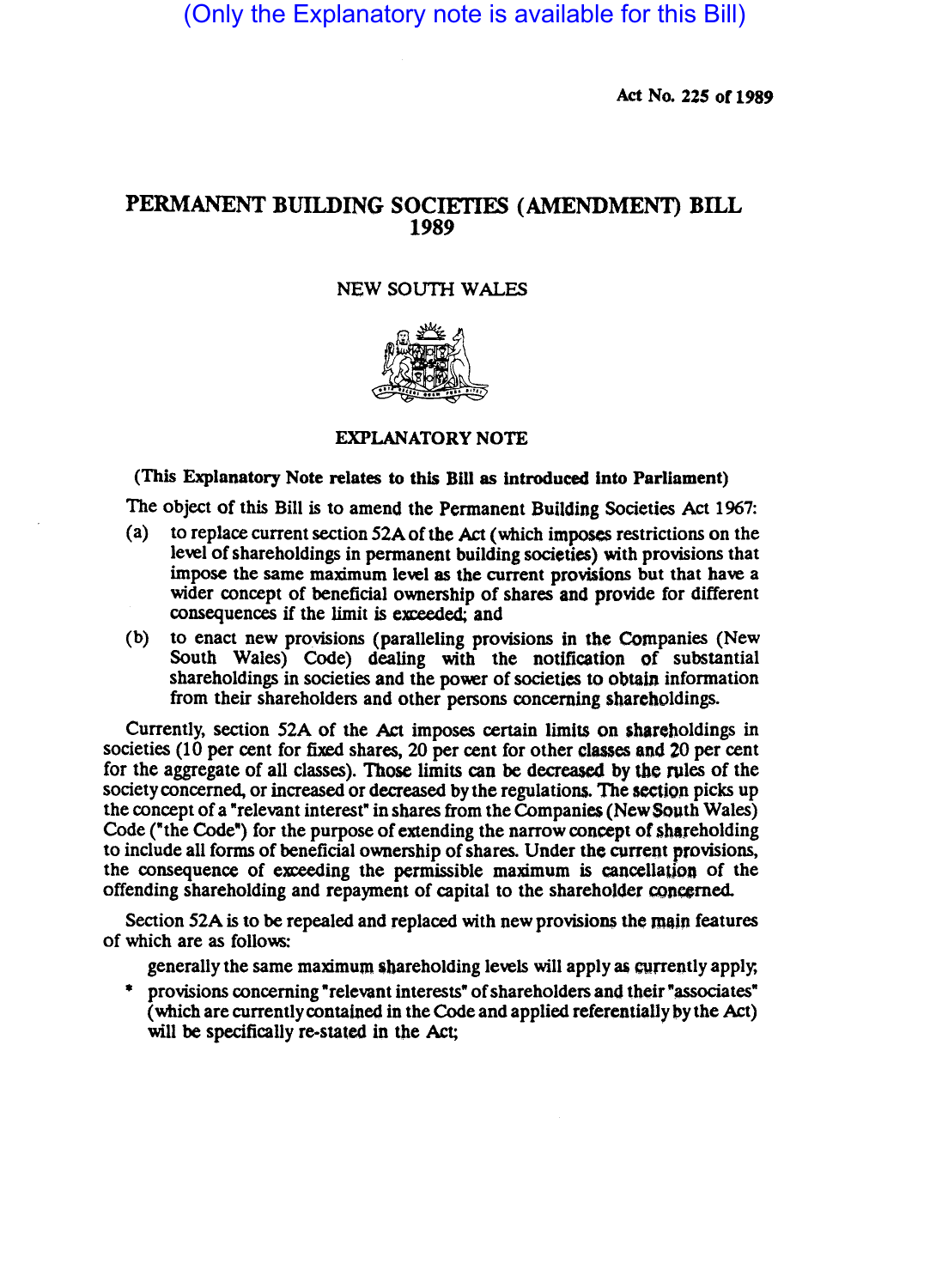(Only the Explanatory note is available for this Bill)

Act No. 225 of 1989

# PERMANENT BUILDING SOCIETIES (AMENDMENT) BILL 1989

NEW SOUTH WALES

## EXPLANATORY NOTE

**(This Explanatory Note relates to this Bill as introduced into Parliament)**

The object of this Bill is to amend the Permanent Building Societies Act 1967:

(a) to replace current section 52A of the Act (which imposes restrictions on the level of shareholdings in permanent building societies) with provisions that impose the same maximum level as the current provisions but that have a wider concept of beneficial ownership of shares and provide for different consequences if the limit is exceeded; and

(b) to enact new provisions (paralleling provisions in the Companies (New South Wales) Code) dealing with the notification of substantial shareholdings in societies and the power of societies to obtain information from their shareholders and other persons concerning shareholdings.

Currently, section 52A of the Act imposes certain limits on shareholdings in societies (10 per cent for fixed shares, 20 per cent for other classes and 20 per cent for the aggregate of all classes). Those limits can be decreased by the rules of the society concerned, or increased or decreased by the regulations. The section picks up the concept of a "relevant interest" in shares from the Companies (New South Wales) Code ("the Code") for the purpose of extending the narrow concept of shareholding to include all forms of beneficial ownership of shares. Under the current provisions, the consequence of exceeding the permissible maximum is cancellation of the offending shareholding and repayment of capital to the shareholder concerned.

Section 52A is to be repealed and replaced with new provisions the main features of which are as follows:

- generally the same maximum shareholding levels will apply as currently apply;
- provisions concerning "relevant interests" of shareholders and their "associates" (which are currently contained in the Code and applied referentially by the Act) will be specifically re-stated in the Act;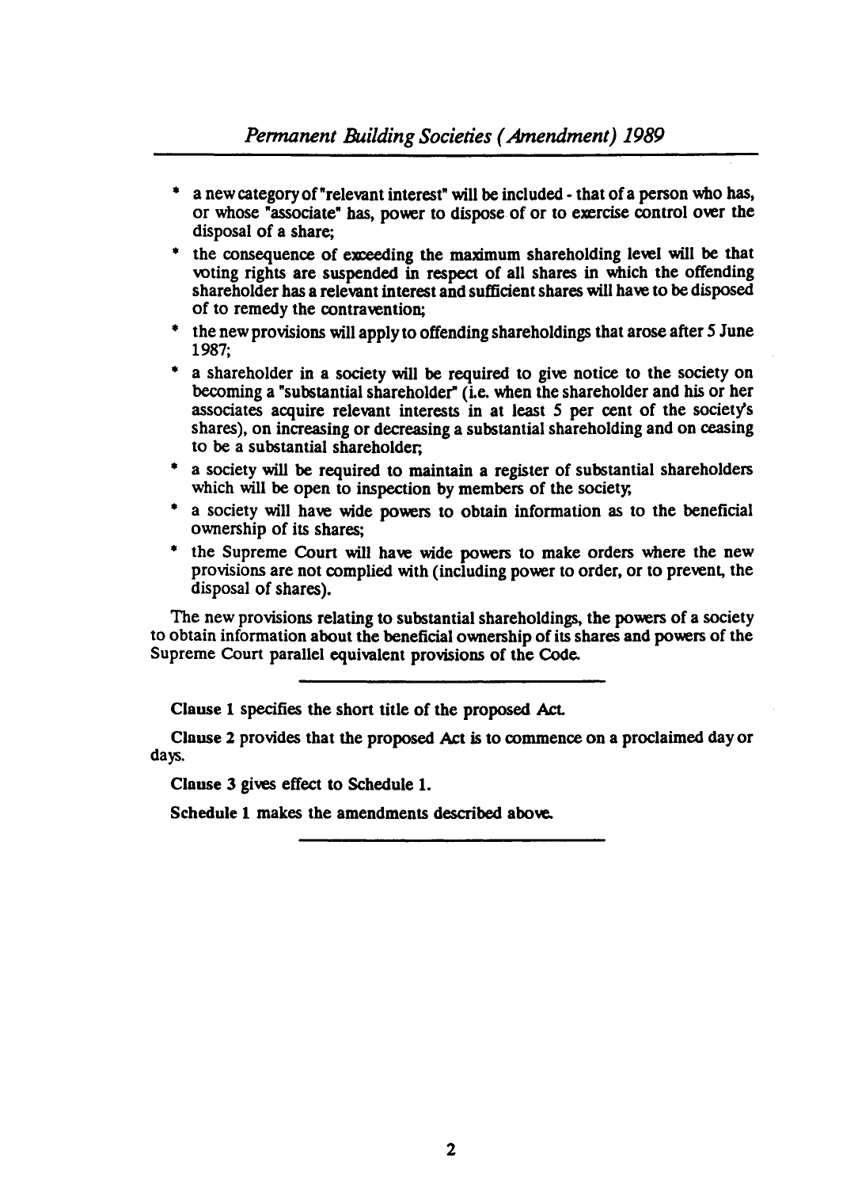- a new category of "relevant interest" will be included - that of a person who has, or whose "associate" has, power to dispose of or to exercise control over the disposal of a share;
- the consequence of exceeding the maximum shareholding level will be that voting rights are suspended in respect of all shares in which the offending shareholder has a relevant interest and sufficient shares will have to be disposed of to remedy the contravention;
- the new provisions will apply to offending shareholdings that arose after 5 June 1987;
- a shareholder in a society will be required to give notice to the society on becoming a "substantial shareholder" (i.e. when the shareholder and his or her associates acquire relevant interests in at least 5 per cent of the society's shares), on increasing or decreasing a substantial shareholding and on ceasing to be a substantial shareholder;
- a society will be required to maintain a register of substantial shareholders which will be open to inspection by members of the society;
- a society will have wide powers to obtain information as to the beneficial ownership of its shares;
- the Supreme Court will have wide powers to make orders where the new provisions are not complied with (including power to order, or to prevent, the disposal of shares).

The new provisions relating to substantial shareholdings, the powers of a society to obtain information about the beneficial ownership of its shares and powers of the Supreme Court parallel equivalent provisions of the Code.

---

**Clause 1** specifies the short title of the proposed Act.

**Clause 2** provides that the proposed Act is to commence on a proclaimed day or days.

**Clause 3** gives effect to Schedule 1.

**Schedule 1** makes the amendments described above.

---